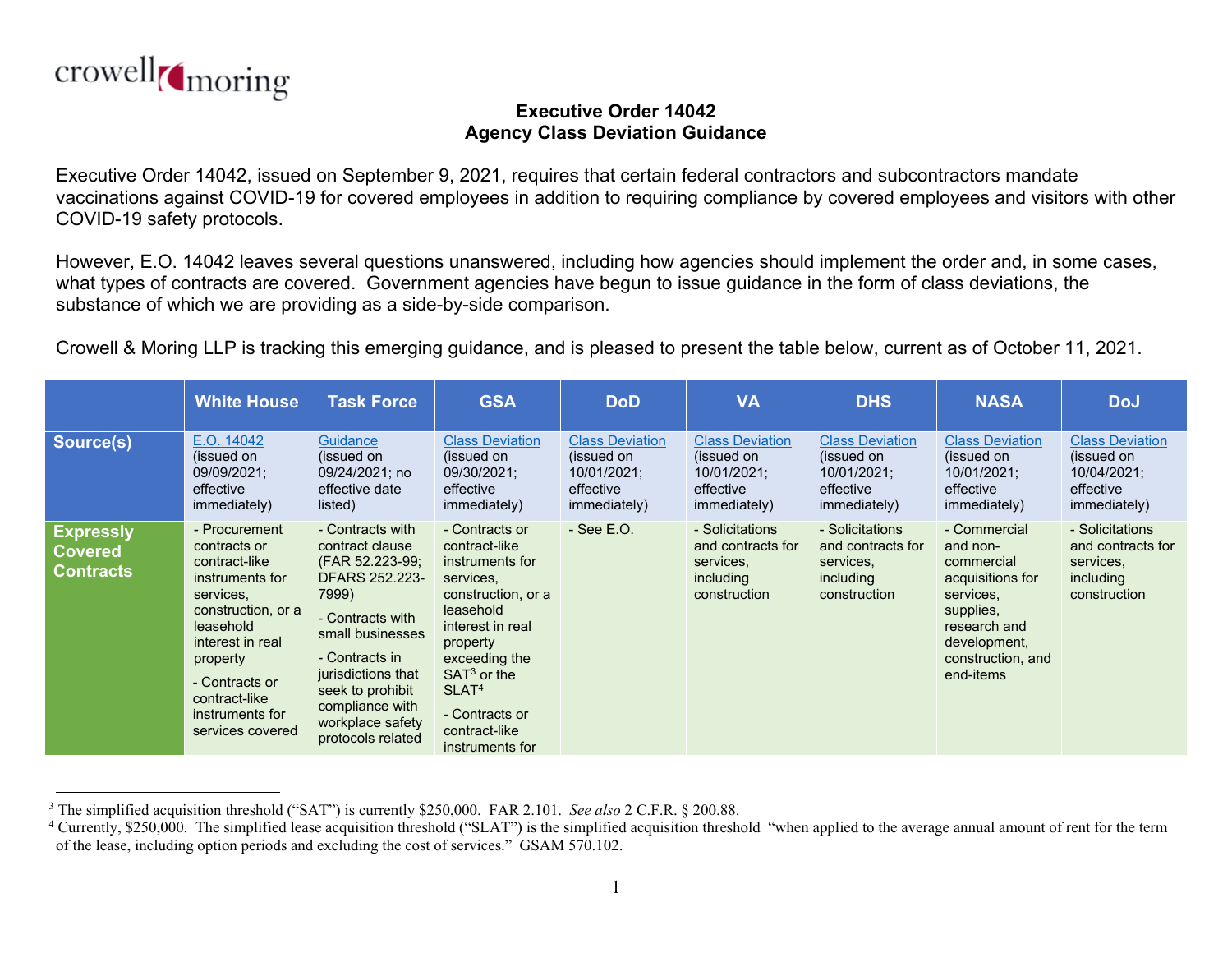**Executive Order 14042**
**Agency Class Deviation Guidance**

Executive Order 14042, issued on September 9, 2021, requires that certain federal contractors and subcontractors mandate vaccinations against COVID-19 for covered employees in addition to requiring compliance by covered employees and visitors with other COVID-19 safety protocols.

However, E.O. 14042 leaves several questions unanswered, including how agencies should implement the order and, in some cases, what types of contracts are covered. Government agencies have begun to issue guidance in the form of class deviations, the substance of which we are providing as a side-by-side comparison.

Crowell & Moring LLP is tracking this emerging guidance, and is pleased to present the table below, current as of October 11, 2021.

| | White House | Task Force | GSA | DoD | VA | DHS | NASA | DoJ |
|---|---|---|---|---|---|---|---|---|
| **Source(s)** | E.O. 14042 (issued on 09/09/2021; effective immediately) | Guidance (issued on 09/24/2021; no effective date listed) | Class Deviation (issued on 09/30/2021; effective immediately) | Class Deviation (issued on 10/01/2021; effective immediately) | Class Deviation (issued on 10/01/2021; effective immediately) | Class Deviation (issued on 10/01/2021; effective immediately) | Class Deviation (issued on 10/01/2021; effective immediately) | Class Deviation (issued on 10/04/2021; effective immediately) |
| **Expressly Covered Contracts** | - Procurement contracts or contract-like instruments for services, construction, or a leasehold interest in real property<br>- Contracts or contract-like instruments for services covered | - Contracts with contract clause (FAR 52.223-99; DFARS 252.223-7999)<br>- Contracts with small businesses<br>- Contracts in jurisdictions that seek to prohibit compliance with workplace safety protocols related | - Contracts or contract-like instruments for services, construction, or a leasehold interest in real property exceeding the SAT[3] or the SLAT[4]<br>- Contracts or contract-like instruments for | - See E.O. | - Solicitations and contracts for services, including construction | - Solicitations and contracts for services, including construction | - Commercial and non-commercial acquisitions for services, supplies, research and development, construction, and end-items | - Solicitations and contracts for services, including construction |

[3] The simplified acquisition threshold ("SAT") is currently $250,000. FAR 2.101. *See also* 2 C.F.R. § 200.88.

[4] Currently, $250,000. The simplified lease acquisition threshold ("SLAT") is the simplified acquisition threshold "when applied to the average annual amount of rent for the term of the lease, including option periods and excluding the cost of services." GSAM 570.102.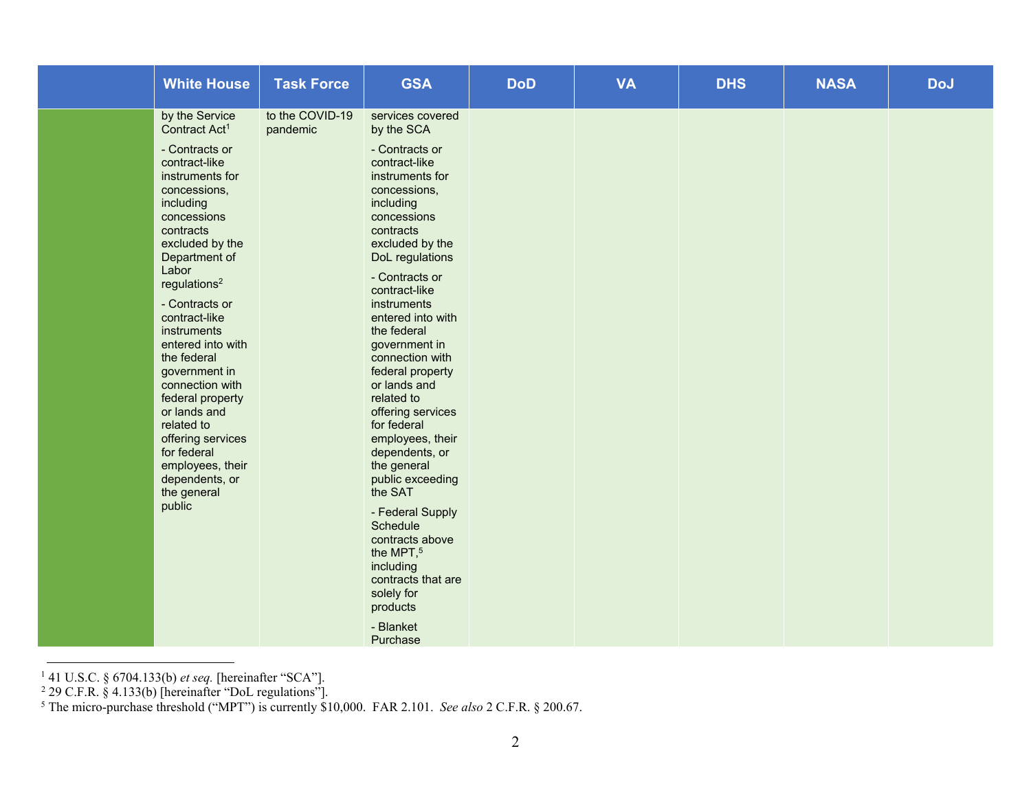| | White House | Task Force | GSA | DoD | VA | DHS | NASA | DoJ |
|---|---|---|---|---|---|---|---|---|
| | by the Service Contract Act[1]<br><br>- Contracts or contract-like instruments for concessions, including concessions contracts excluded by the Department of Labor regulations[2]<br><br>- Contracts or contract-like instruments entered into with the federal government in connection with federal property or lands and related to offering services for federal employees, their dependents, or the general public | to the COVID-19 pandemic | services covered by the SCA<br><br>- Contracts or contract-like instruments for concessions, including concessions contracts excluded by the DoL regulations<br><br>- Contracts or contract-like instruments entered into with the federal government in connection with federal property or lands and related to offering services for federal employees, their dependents, or the general public exceeding the SAT<br><br>- Federal Supply Schedule contracts above the MPT,[5] including contracts that are solely for products<br><br>- Blanket Purchase | | | | | |

[1] 41 U.S.C. § 6704.133(b) *et seq.* [hereinafter "SCA"].

[2] 29 C.F.R. § 4.133(b) [hereinafter "DoL regulations"].

[5] The micro-purchase threshold ("MPT") is currently $10,000. FAR 2.101. *See also* 2 C.F.R. § 200.67.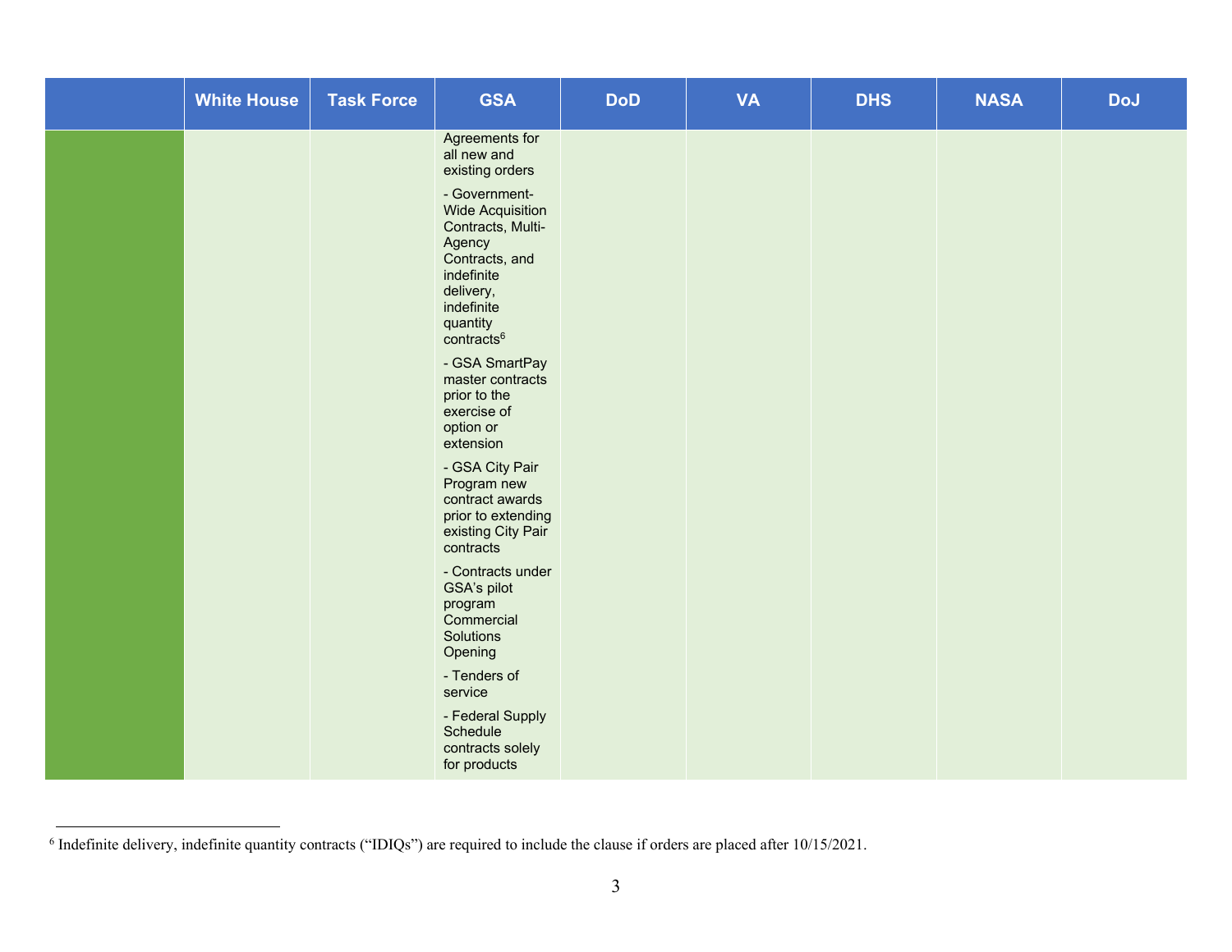| | White House | Task Force | GSA | DoD | VA | DHS | NASA | DoJ |
|---|---|---|---|---|---|---|---|---|
| | | | Agreements for all new and existing orders<br>- Government-Wide Acquisition Contracts, Multi-Agency Contracts, and indefinite delivery, indefinite quantity contracts[6]<br>- GSA SmartPay master contracts prior to the exercise of option or extension<br>- GSA City Pair Program new contract awards prior to extending existing City Pair contracts<br>- Contracts under GSA's pilot program Commercial Solutions Opening<br>- Tenders of service<br>- Federal Supply Schedule contracts solely for products | | | | | |

[6] Indefinite delivery, indefinite quantity contracts ("IDIQs") are required to include the clause if orders are placed after 10/15/2021.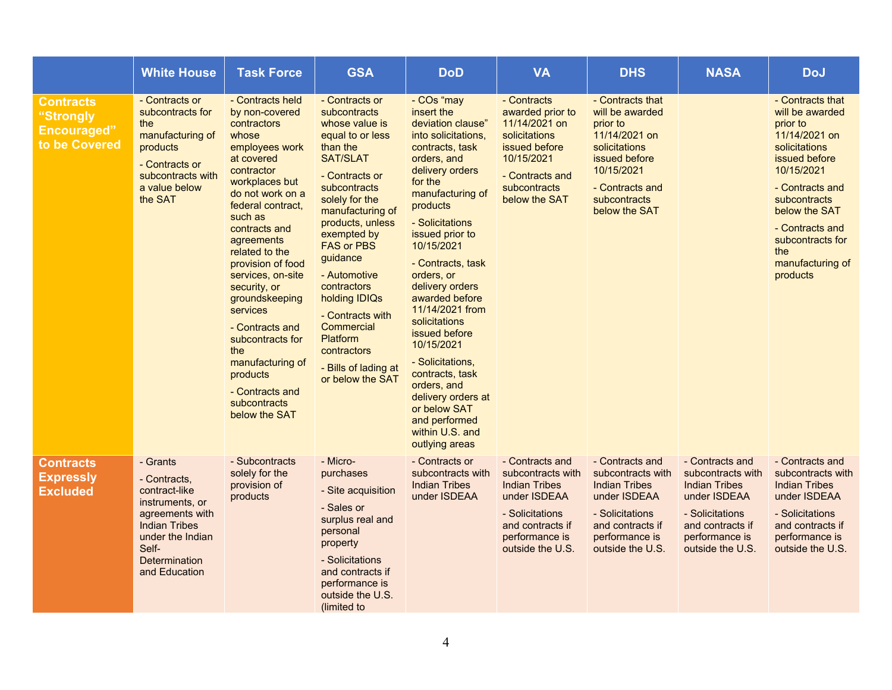| | White House | Task Force | GSA | DoD | VA | DHS | NASA | DoJ |
|---|---|---|---|---|---|---|---|---|
| **Contracts "Strongly Encouraged" to be Covered** | - Contracts or subcontracts for the manufacturing of products<br>- Contracts or subcontracts with a value below the SAT | - Contracts held by non-covered contractors whose employees work at covered contractor workplaces but do not work on a federal contract, such as contracts and agreements related to the provision of food services, on-site security, or groundskeeping services<br>- Contracts and subcontracts for the manufacturing of products<br>- Contracts and subcontracts below the SAT | - Contracts or subcontracts whose value is equal to or less than the SAT/SLAT<br>- Contracts or subcontracts solely for the manufacturing of products, unless exempted by FAS or PBS guidance<br>- Automotive contractors holding IDIQs<br>- Contracts with Commercial Platform contractors<br>- Bills of lading at or below the SAT | - COs "may insert the deviation clause" into solicitations, contracts, task orders, and delivery orders for the manufacturing of products<br>- Solicitations issued prior to 10/15/2021<br>- Contracts, task orders, or delivery orders awarded before 11/14/2021 from solicitations issued before 10/15/2021<br>- Solicitations, contracts, task orders, and delivery orders at or below SAT and performed within U.S. and outlying areas | - Contracts awarded prior to 11/14/2021 on solicitations issued before 10/15/2021<br>- Contracts and subcontracts below the SAT | - Contracts that will be awarded prior to 11/14/2021 on solicitations issued before 10/15/2021<br>- Contracts and subcontracts below the SAT | | - Contracts that will be awarded prior to 11/14/2021 on solicitations issued before 10/15/2021<br>- Contracts and subcontracts below the SAT<br>- Contracts and subcontracts for the manufacturing of products |
| **Contracts Expressly Excluded** | - Grants<br>- Contracts, contract-like instruments, or agreements with Indian Tribes under the Indian Self-Determination and Education | - Subcontracts solely for the provision of products | - Micro-purchases<br>- Site acquisition<br>- Sales or surplus real and personal property<br>- Solicitations and contracts if performance is outside the U.S. (limited to | - Contracts or subcontracts with Indian Tribes under ISDEAA | - Contracts and subcontracts with Indian Tribes under ISDEAA<br>- Solicitations and contracts if performance is outside the U.S. | - Contracts and subcontracts with Indian Tribes under ISDEAA<br>- Solicitations and contracts if performance is outside the U.S. | - Contracts and subcontracts with Indian Tribes under ISDEAA<br>- Solicitations and contracts if performance is outside the U.S. | - Contracts and subcontracts with Indian Tribes under ISDEAA<br>- Solicitations and contracts if performance is outside the U.S. |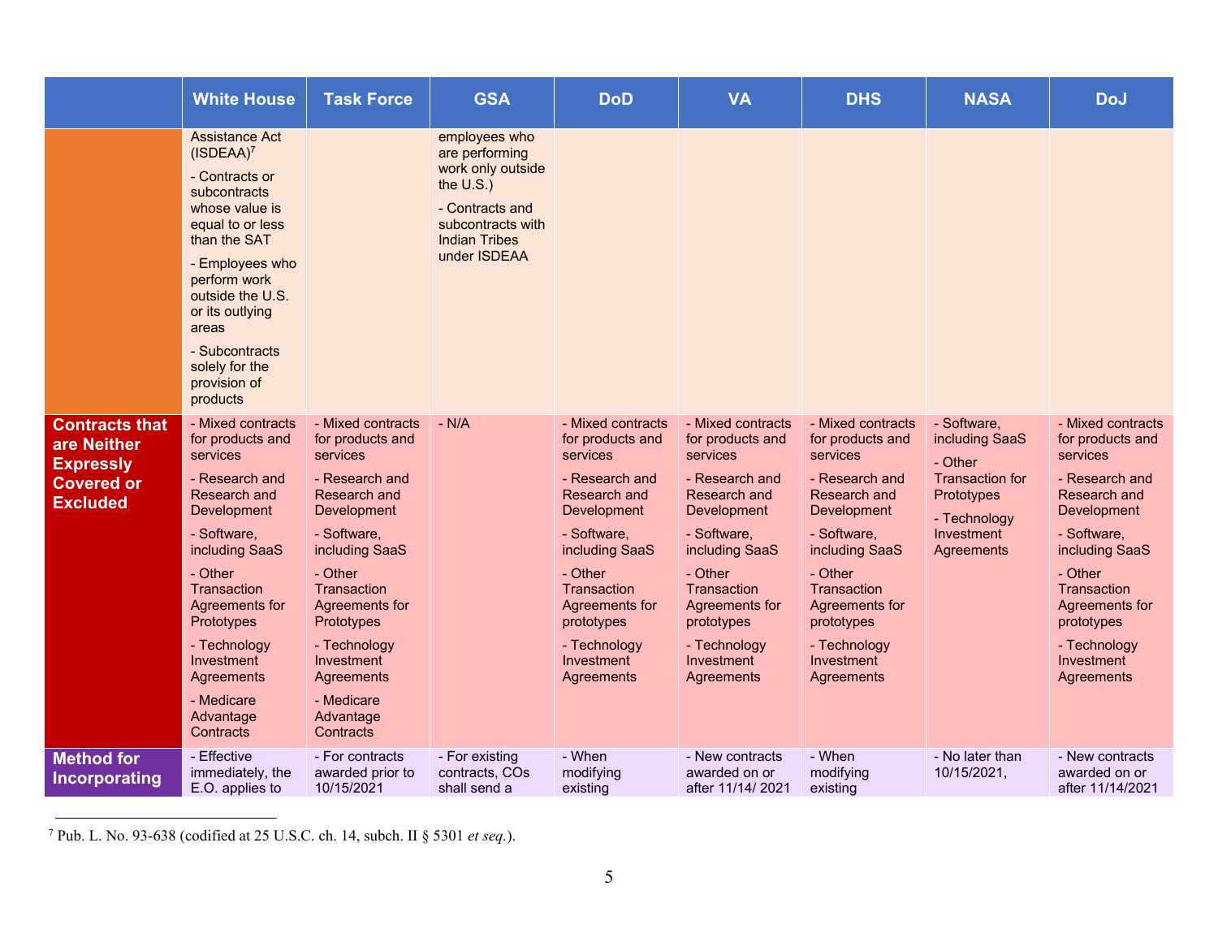| | White House | Task Force | GSA | DoD | VA | DHS | NASA | DoJ |
|---|---|---|---|---|---|---|---|---|
| | Assistance Act (ISDEAA)[7]<br><br>- Contracts or subcontracts whose value is equal to or less than the SAT<br><br>- Employees who perform work outside the U.S. or its outlying areas<br><br>- Subcontracts solely for the provision of products | | employees who are performing work only outside the U.S.)<br><br>- Contracts and subcontracts with Indian Tribes under ISDEAA | | | | | |
| **Contracts that are Neither Expressly Covered or Excluded** | - Mixed contracts for products and services<br><br>- Research and Research and Development<br><br>- Software, including SaaS<br><br>- Other Transaction Agreements for Prototypes<br><br>- Technology Investment Agreements<br><br>- Medicare Advantage Contracts | - Mixed contracts for products and services<br><br>- Research and Research and Development<br><br>- Software, including SaaS<br><br>- Other Transaction Agreements for Prototypes<br><br>- Technology Investment Agreements<br><br>- Medicare Advantage Contracts | - N/A | - Mixed contracts for products and services<br><br>- Research and Research and Development<br><br>- Software, including SaaS<br><br>- Other Transaction Agreements for prototypes<br><br>- Technology Investment Agreements | - Mixed contracts for products and services<br><br>- Research and Research and Development<br><br>- Software, including SaaS<br><br>- Other Transaction Agreements for prototypes<br><br>- Technology Investment Agreements | - Mixed contracts for products and services<br><br>- Research and Research and Development<br><br>- Software, including SaaS<br><br>- Other Transaction Agreements for prototypes<br><br>- Technology Investment Agreements | - Software, including SaaS<br><br>- Other Transaction for Prototypes<br><br>- Technology Investment Agreements | - Mixed contracts for products and services<br><br>- Research and Research and Development<br><br>- Software, including SaaS<br><br>- Other Transaction Agreements for prototypes<br><br>- Technology Investment Agreements |
| **Method for Incorporating** | - Effective immediately, the E.O. applies to | - For contracts awarded prior to 10/15/2021 | - For existing contracts, COs shall send a | - When modifying existing | - New contracts awarded on or after 11/14/ 2021 | - When modifying existing | - No later than 10/15/2021, | - New contracts awarded on or after 11/14/2021 |

[7] Pub. L. No. 93-638 (codified at 25 U.S.C. ch. 14, subch. II § 5301 *et seq.*).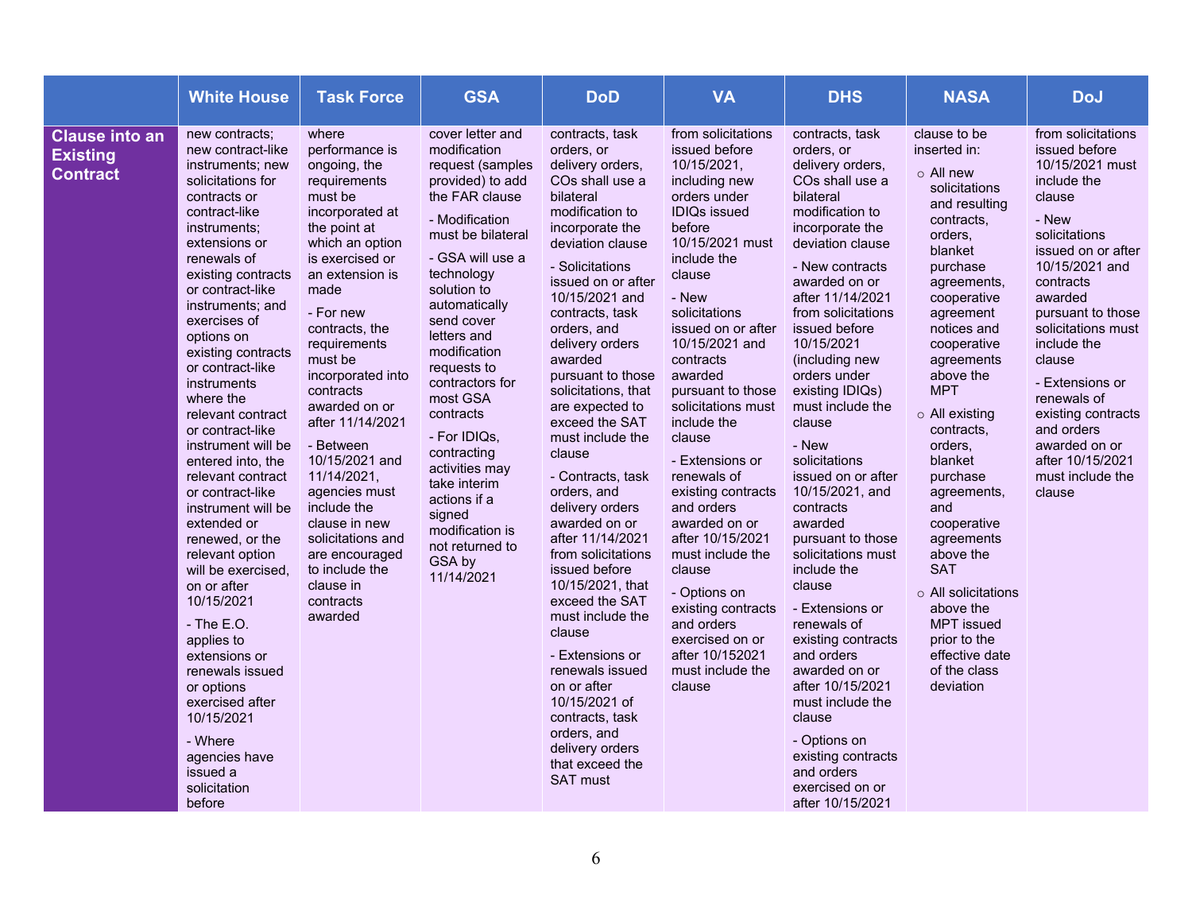| | White House | Task Force | GSA | DoD | VA | DHS | NASA | DoJ |
|---|---|---|---|---|---|---|---|---|
| **Clause into an Existing Contract** | new contracts; new contract-like instruments; new solicitations for contracts or contract-like instruments; extensions or renewals of existing contracts or contract-like instruments; and exercises of options on existing contracts or contract-like instruments where the relevant contract or contract-like instrument will be entered into, the relevant contract or contract-like instrument will be extended or renewed, or the relevant option will be exercised, on or after 10/15/2021<br><br>- The E.O. applies to extensions or renewals issued or options exercised after 10/15/2021<br><br>- Where agencies have issued a solicitation before | where performance is ongoing, the requirements must be incorporated at the point at which an option is exercised or an extension is made<br><br>- For new contracts, the requirements must be incorporated into contracts awarded on or after 11/14/2021<br><br>- Between 10/15/2021 and 11/14/2021, agencies must include the clause in new solicitations and are encouraged to include the clause in contracts awarded | cover letter and modification request (samples provided) to add the FAR clause<br><br>- Modification must be bilateral<br><br>- GSA will use a technology solution to automatically send cover letters and modification requests to contractors for most GSA contracts<br><br>- For IDIQs, contracting activities may take interim actions if a signed modification is not returned to GSA by 11/14/2021 | contracts, task orders, or delivery orders, COs shall use a bilateral modification to incorporate the deviation clause<br><br>- Solicitations issued on or after 10/15/2021 and contracts, task orders, and delivery orders awarded pursuant to those solicitations, that are expected to exceed the SAT must include the clause<br><br>- Contracts, task orders, and delivery orders awarded on or after 11/14/2021 from solicitations issued before 10/15/2021, that exceed the SAT must include the clause<br><br>- Extensions or renewals issued on or after 10/15/2021 of contracts, task orders, and delivery orders that exceed the SAT must | from solicitations issued before 10/15/2021, including new orders under IDIQs issued before 10/15/2021 must include the clause<br><br>- New solicitations issued on or after 10/15/2021 and contracts awarded pursuant to those solicitations must include the clause<br><br>- Extensions or renewals of existing contracts and orders awarded on or after 10/15/2021 must include the clause<br><br>- Options on existing contracts and orders exercised on or after 10/152021 must include the clause | contracts, task orders, or delivery orders, COs shall use a bilateral modification to incorporate the deviation clause<br><br>- New contracts awarded on or after 11/14/2021 from solicitations issued before 10/15/2021 (including new orders under existing IDIQs) must include the clause<br><br>- New solicitations issued on or after 10/15/2021, and contracts awarded pursuant to those solicitations must include the clause<br><br>- Extensions or renewals of existing contracts and orders awarded on or after 10/15/2021 must include the clause<br><br>- Options on existing contracts and orders exercised on or after 10/15/2021 | clause to be inserted in:<br><br>○ All new solicitations and resulting contracts, orders, blanket purchase agreements, cooperative agreement notices and cooperative agreements above the MPT<br><br>○ All existing contracts, orders, blanket purchase agreements, and cooperative agreements above the SAT<br><br>○ All solicitations above the MPT issued prior to the effective date of the class deviation | from solicitations issued before 10/15/2021 must include the clause<br><br>- New solicitations issued on or after 10/15/2021 and contracts awarded pursuant to those solicitations must include the clause<br><br>- Extensions or renewals of existing contracts and orders awarded on or after 10/15/2021 must include the clause |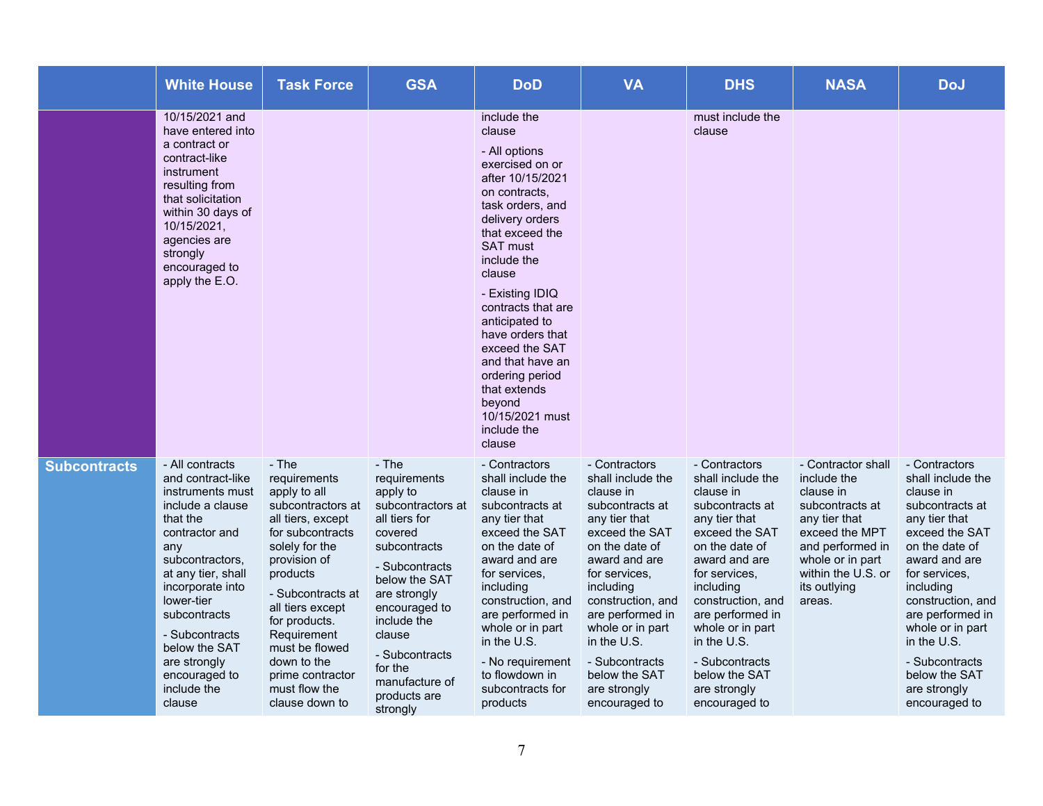| | White House | Task Force | GSA | DoD | VA | DHS | NASA | DoJ |
|---|---|---|---|---|---|---|---|---|
| | 10/15/2021 and have entered into a contract or contract-like instrument resulting from that solicitation within 30 days of 10/15/2021, agencies are strongly encouraged to apply the E.O. | | | include the clause<br>- All options exercised on or after 10/15/2021 on contracts, task orders, and delivery orders that exceed the SAT must include the clause<br>- Existing IDIQ contracts that are anticipated to have orders that exceed the SAT and that have an ordering period that extends beyond 10/15/2021 must include the clause | | must include the clause | | |
| **Subcontracts** | - All contracts and contract-like instruments must include a clause that the contractor and any subcontractors, at any tier, shall incorporate into lower-tier subcontractors<br>- Subcontracts below the SAT are strongly encouraged to include the clause | - The requirements apply to all subcontractors at all tiers, except for subcontracts solely for the provision of products<br>- Subcontracts at all tiers except for products. Requirement must be flowed down to the prime contractor must flow the clause down to | - The requirements apply to subcontractors at all tiers for covered subcontracts<br>- Subcontracts below the SAT are strongly encouraged to include the clause<br>- Subcontracts for the manufacture of products are strongly | - Contractors shall include the clause in subcontracts at any tier that exceed the SAT on the date of award and are for services, including construction, and are performed in whole or in part in the U.S.<br>- No requirement to flowdown in subcontracts for products | - Contractors shall include the clause in subcontracts at any tier that exceed the SAT on the date of award and are for services, including construction, and are performed in whole or in part in the U.S.<br>- Subcontracts below the SAT are strongly encouraged to | - Contractors shall include the clause in subcontracts at any tier that exceed the SAT on the date of award and are for services, including construction, and are performed in whole or in part in the U.S.<br>- Subcontracts below the SAT are strongly encouraged to | - Contractor shall include the clause in subcontracts at any tier that exceed the MPT and performed in whole or in part within the U.S. or its outlying areas. | - Contractors shall include the clause in subcontracts at any tier that exceed the SAT on the date of award and are for services, including construction, and are performed in whole or in part in the U.S.<br>- Subcontracts below the SAT are strongly encouraged to |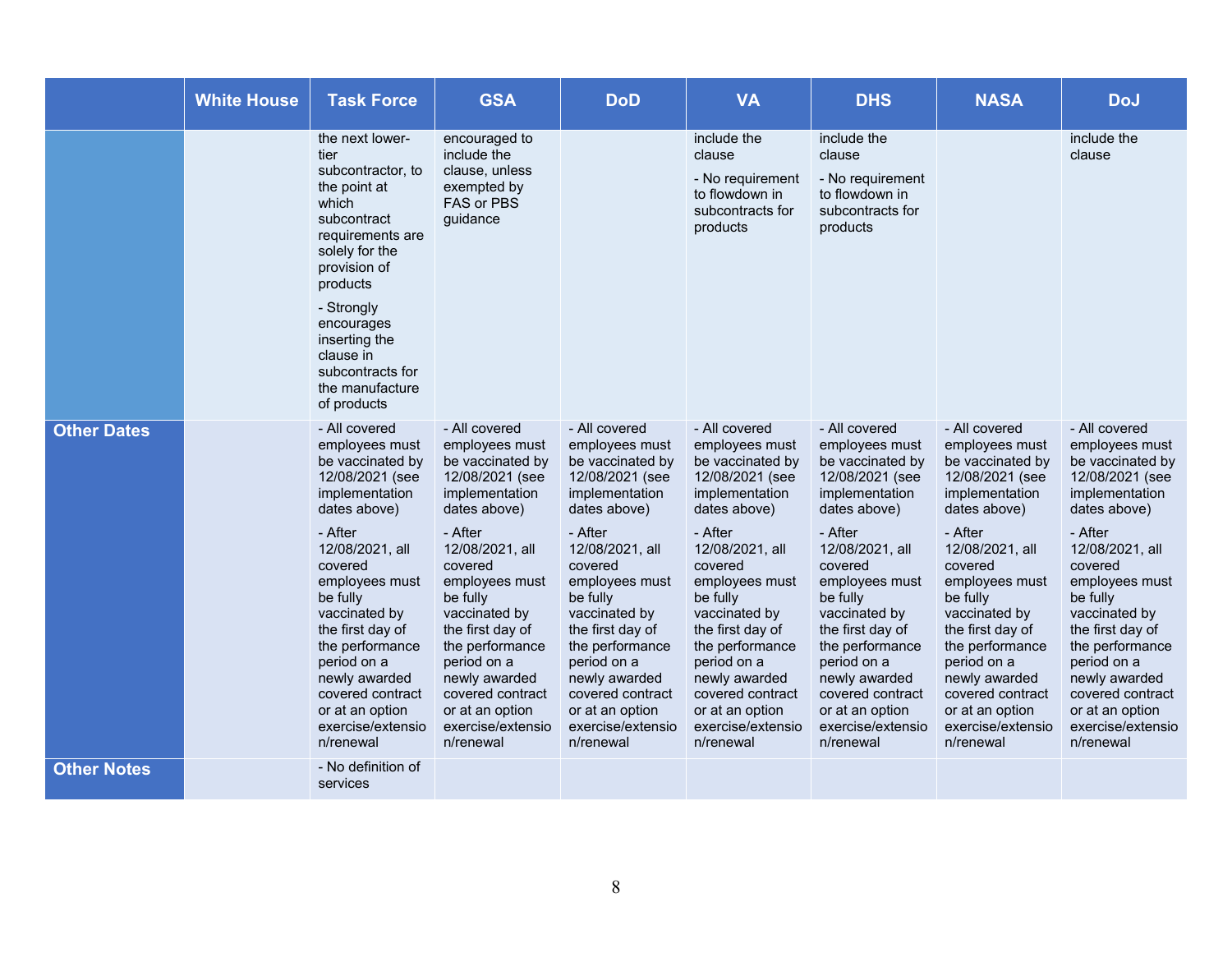| | White House | Task Force | GSA | DoD | VA | DHS | NASA | DoJ |
|---|---|---|---|---|---|---|---|---|
| | | the next lower-tier subcontractor, to the point at which subcontract requirements are solely for the provision of products<br>- Strongly encourages inserting the clause in subcontracts for the manufacture of products | encouraged to include the clause, unless exempted by FAS or PBS guidance | | include the clause<br>- No requirement to flowdown in subcontracts for products | include the clause<br>- No requirement to flowdown in subcontracts for products | | include the clause |
| **Other Dates** | | - All covered employees must be vaccinated by 12/08/2021 (see implementation dates above)<br>- After 12/08/2021, all covered employees must be fully vaccinated by the first day of the performance period on a newly awarded covered contract or at an option exercise/extension/renewal | - All covered employees must be vaccinated by 12/08/2021 (see implementation dates above)<br>- After 12/08/2021, all covered employees must be fully vaccinated by the first day of the performance period on a newly awarded covered contract or at an option exercise/extension/renewal | - All covered employees must be vaccinated by 12/08/2021 (see implementation dates above)<br>- After 12/08/2021, all covered employees must be fully vaccinated by the first day of the performance period on a newly awarded covered contract or at an option exercise/extension/renewal | - All covered employees must be vaccinated by 12/08/2021 (see implementation dates above)<br>- After 12/08/2021, all covered employees must be fully vaccinated by the first day of the performance period on a newly awarded covered contract or at an option exercise/extension/renewal | - All covered employees must be vaccinated by 12/08/2021 (see implementation dates above)<br>- After 12/08/2021, all covered employees must be fully vaccinated by the first day of the performance period on a newly awarded covered contract or at an option exercise/extension/renewal | - All covered employees must be vaccinated by 12/08/2021 (see implementation dates above)<br>- After 12/08/2021, all covered employees must be fully vaccinated by the first day of the performance period on a newly awarded covered contract or at an option exercise/extension/renewal | - All covered employees must be vaccinated by 12/08/2021 (see implementation dates above)<br>- After 12/08/2021, all covered employees must be fully vaccinated by the first day of the performance period on a newly awarded covered contract or at an option exercise/extension/renewal |
| **Other Notes** | | - No definition of services | | | | | | |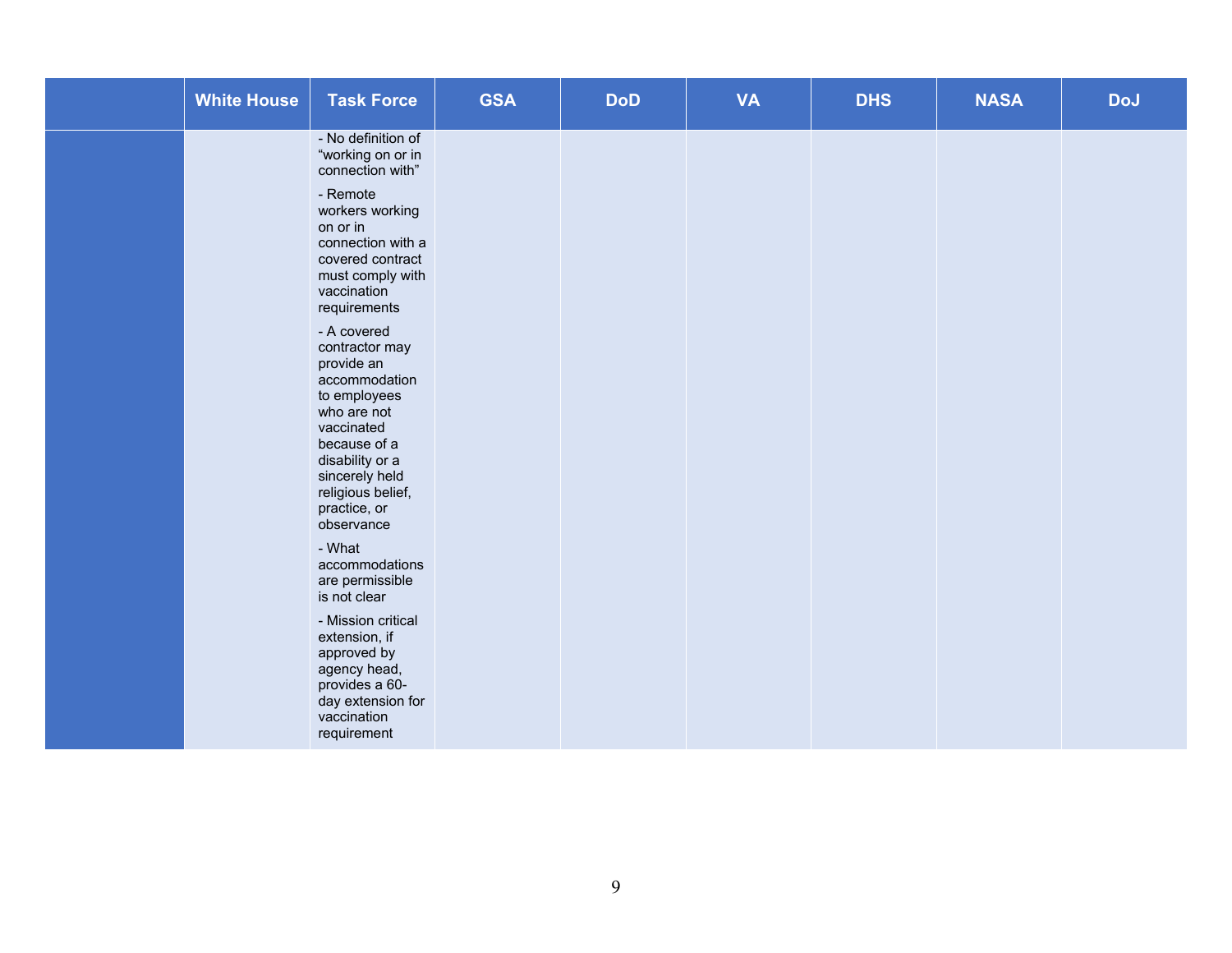| | White House | Task Force | GSA | DoD | VA | DHS | NASA | DoJ |
|---|---|---|---|---|---|---|---|---|
| | | - No definition of "working on or in connection with"<br><br>- Remote workers working on or in connection with a covered contract must comply with vaccination requirements<br><br>- A covered contractor may provide an accommodation to employees who are not vaccinated because of a disability or a sincerely held religious belief, practice, or observance<br><br>- What accommodations are permissible is not clear<br><br>- Mission critical extension, if approved by agency head, provides a 60-day extension for vaccination requirement | | | | | | |